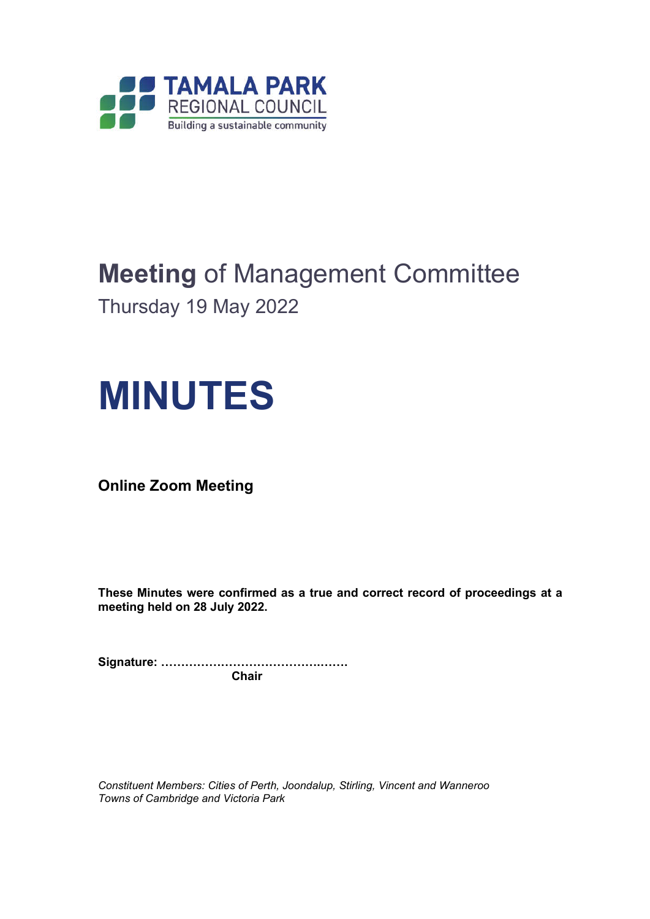TAMALA PARK
REGIONAL COUNCIL
Building a sustainable community

# **Meeting** of Management Committee

Thursday 19 May 2022

# MINUTES

**Online Zoom Meeting**

**These Minutes were confirmed as a true and correct record of proceedings at a meeting held on 28 July 2022.**

**Signature: ………………………………………**
**Chair**

*Constituent Members: Cities of Perth, Joondalup, Stirling, Vincent and Wanneroo*
*Towns of Cambridge and Victoria Park*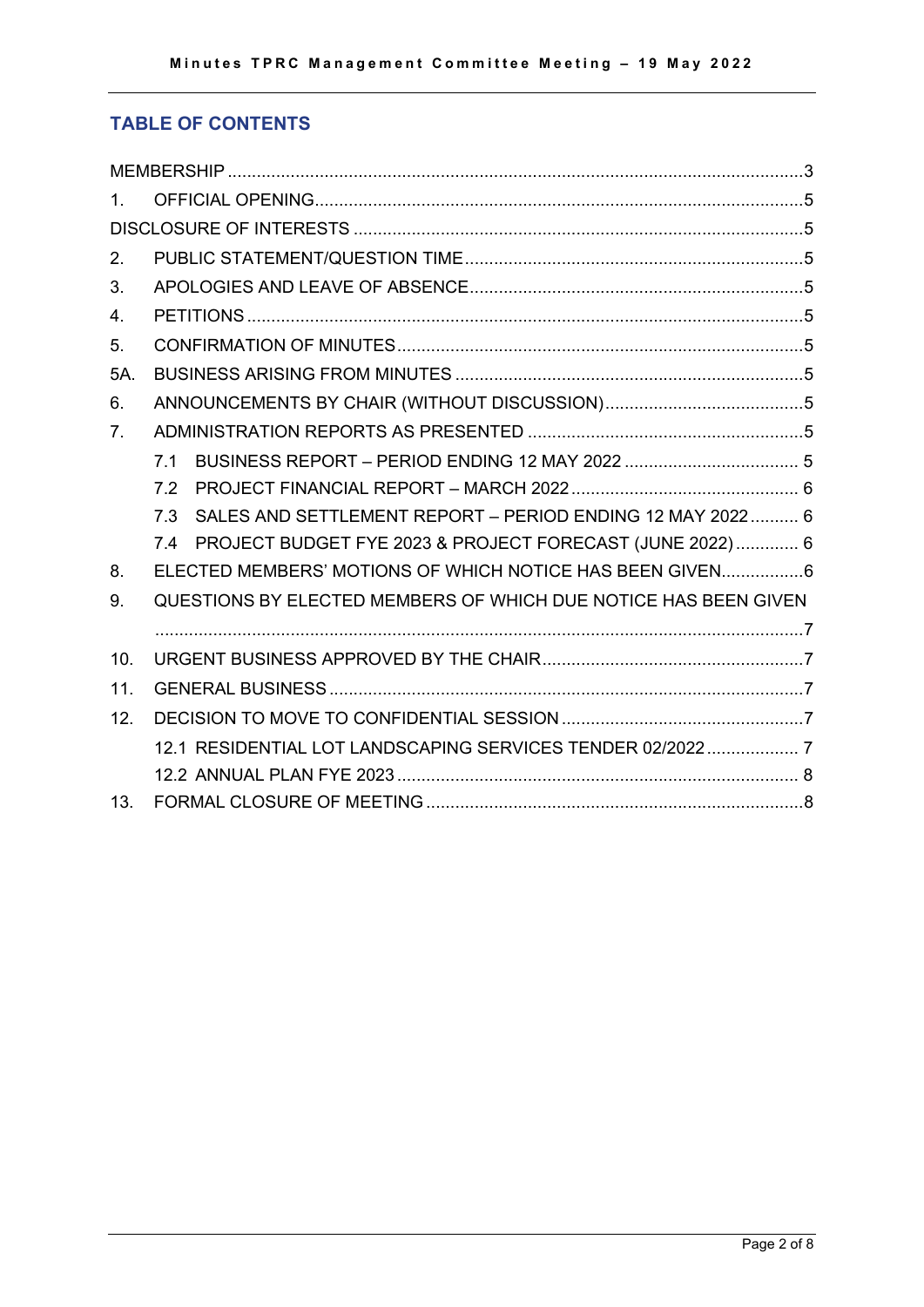## TABLE OF CONTENTS

MEMBERSHIP ........................................................................................................ 3

1. OFFICIAL OPENING ........................................................................................ 5

DISCLOSURE OF INTERESTS ............................................................................ 5

2. PUBLIC STATEMENT/QUESTION TIME ........................................................ 5
3. APOLOGIES AND LEAVE OF ABSENCE ......................................................... 5
4. PETITIONS ......................................................................................................... 5
5. CONFIRMATION OF MINUTES ....................................................................... 5

5A. BUSINESS ARISING FROM MINUTES ........................................................... 5

6. ANNOUNCEMENTS BY CHAIR (WITHOUT DISCUSSION) ............................ 5
7. ADMINISTRATION REPORTS AS PRESENTED ............................................. 5
   - 7.1 BUSINESS REPORT – PERIOD ENDING 12 MAY 2022 ....................... 5
   - 7.2 PROJECT FINANCIAL REPORT – MARCH 2022 .................................. 6
   - 7.3 SALES AND SETTLEMENT REPORT – PERIOD ENDING 12 MAY 2022 .......... 6
   - 7.4 PROJECT BUDGET FYE 2023 & PROJECT FORECAST (JUNE 2022) ............. 6
8. ELECTED MEMBERS' MOTIONS OF WHICH NOTICE HAS BEEN GIVEN ................. 6
9. QUESTIONS BY ELECTED MEMBERS OF WHICH DUE NOTICE HAS BEEN GIVEN ........ 7
10. URGENT BUSINESS APPROVED BY THE CHAIR ............................................. 7
11. GENERAL BUSINESS ........................................................................................ 7
12. DECISION TO MOVE TO CONFIDENTIAL SESSION .......................................... 7
    - 12.1 RESIDENTIAL LOT LANDSCAPING SERVICES TENDER 02/2022 ................... 7
    - 12.2 ANNUAL PLAN FYE 2023 ......................................................................... 8
13. FORMAL CLOSURE OF MEETING ..................................................................... 8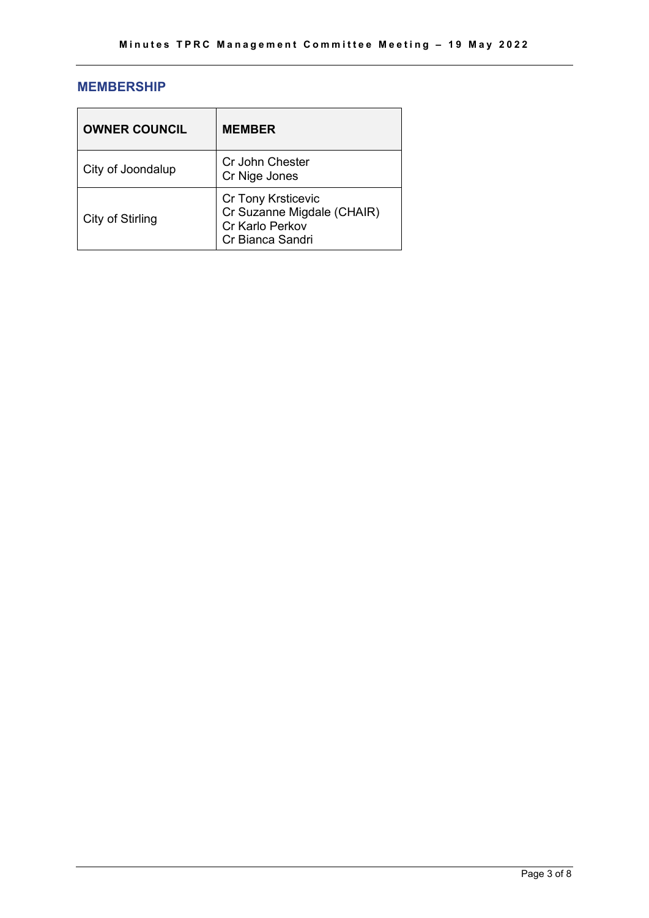## MEMBERSHIP

| OWNER COUNCIL | MEMBER |
| --- | --- |
| City of Joondalup | Cr John Chester<br>Cr Nige Jones |
| City of Stirling | Cr Tony Krsticevic<br>Cr Suzanne Migdale (CHAIR)<br>Cr Karlo Perkov<br>Cr Bianca Sandri |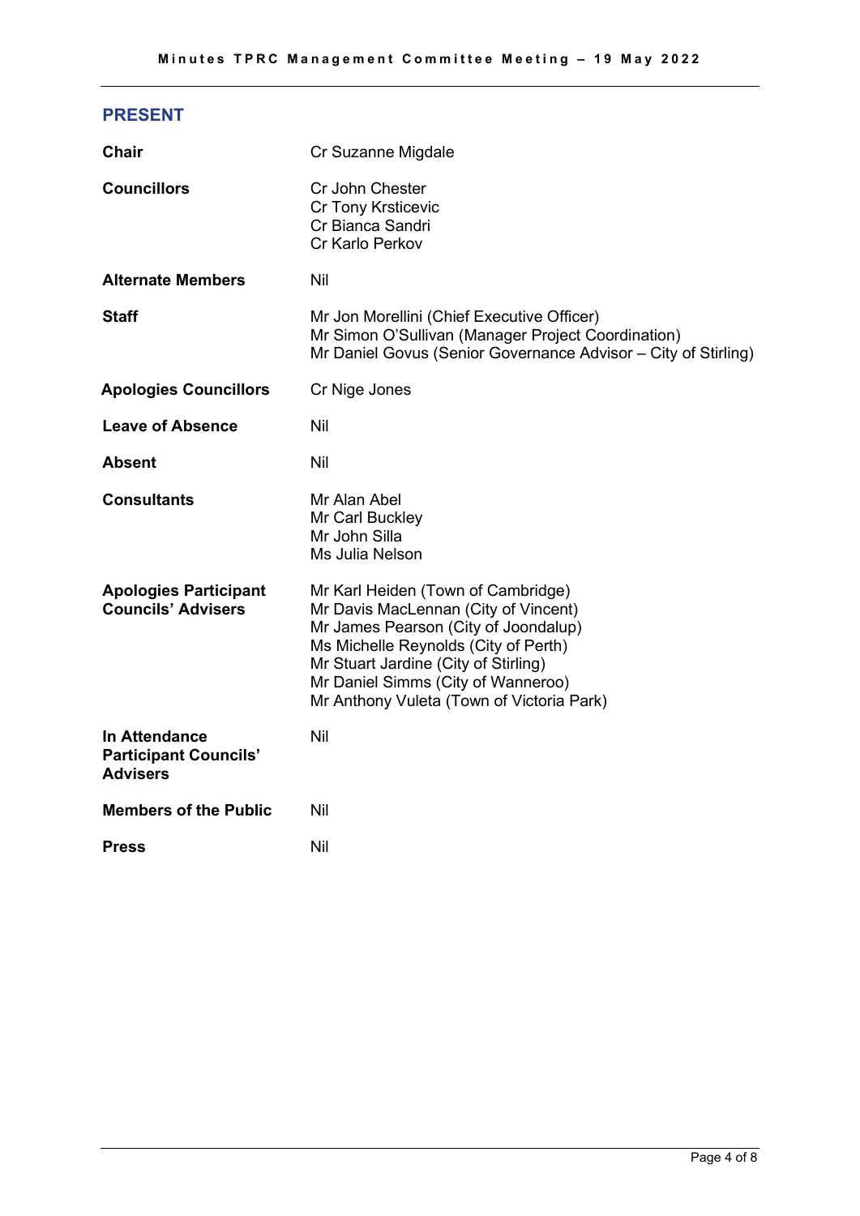## PRESENT

| | |
|---|---|
| **Chair** | Cr Suzanne Migdale |
| **Councillors** | Cr John Chester<br>Cr Tony Krsticevic<br>Cr Bianca Sandri<br>Cr Karlo Perkov |
| **Alternate Members** | Nil |
| **Staff** | Mr Jon Morellini (Chief Executive Officer)<br>Mr Simon O'Sullivan (Manager Project Coordination)<br>Mr Daniel Govus (Senior Governance Advisor – City of Stirling) |
| **Apologies Councillors** | Cr Nige Jones |
| **Leave of Absence** | Nil |
| **Absent** | Nil |
| **Consultants** | Mr Alan Abel<br>Mr Carl Buckley<br>Mr John Silla<br>Ms Julia Nelson |
| **Apologies Participant Councils' Advisers** | Mr Karl Heiden (Town of Cambridge)<br>Mr Davis MacLennan (City of Vincent)<br>Mr James Pearson (City of Joondalup)<br>Ms Michelle Reynolds (City of Perth)<br>Mr Stuart Jardine (City of Stirling)<br>Mr Daniel Simms (City of Wanneroo)<br>Mr Anthony Vuleta (Town of Victoria Park) |
| **In Attendance Participant Councils' Advisers** | Nil |
| **Members of the Public** | Nil |
| **Press** | Nil |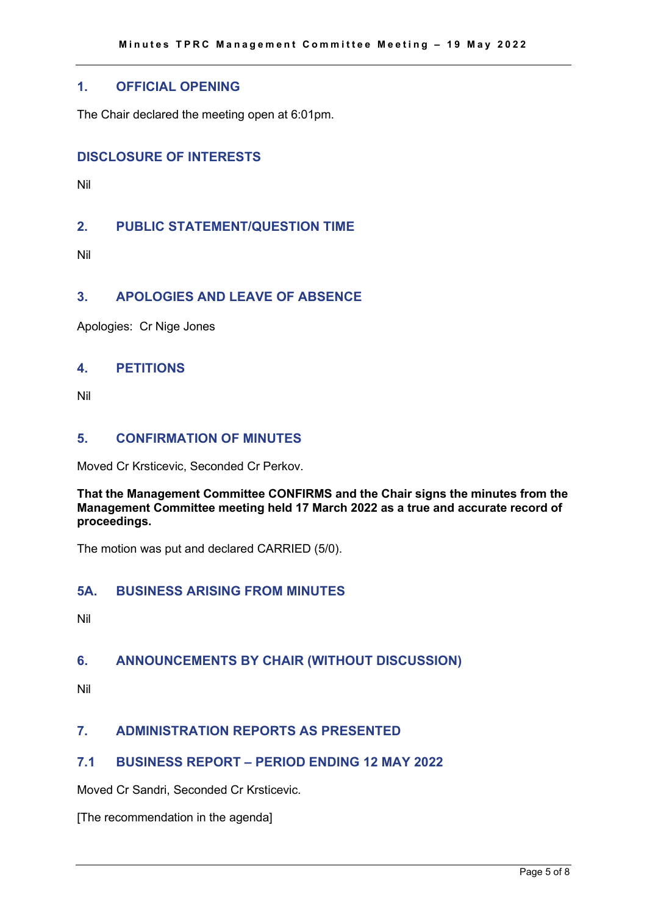## 1. OFFICIAL OPENING

The Chair declared the meeting open at 6:01pm.

## DISCLOSURE OF INTERESTS

Nil

## 2. PUBLIC STATEMENT/QUESTION TIME

Nil

## 3. APOLOGIES AND LEAVE OF ABSENCE

Apologies: Cr Nige Jones

## 4. PETITIONS

Nil

## 5. CONFIRMATION OF MINUTES

Moved Cr Krsticevic, Seconded Cr Perkov.

**That the Management Committee CONFIRMS and the Chair signs the minutes from the Management Committee meeting held 17 March 2022 as a true and accurate record of proceedings.**

The motion was put and declared CARRIED (5/0).

## 5A. BUSINESS ARISING FROM MINUTES

Nil

## 6. ANNOUNCEMENTS BY CHAIR (WITHOUT DISCUSSION)

Nil

## 7. ADMINISTRATION REPORTS AS PRESENTED

### 7.1 BUSINESS REPORT – PERIOD ENDING 12 MAY 2022

Moved Cr Sandri, Seconded Cr Krsticevic.

[The recommendation in the agenda]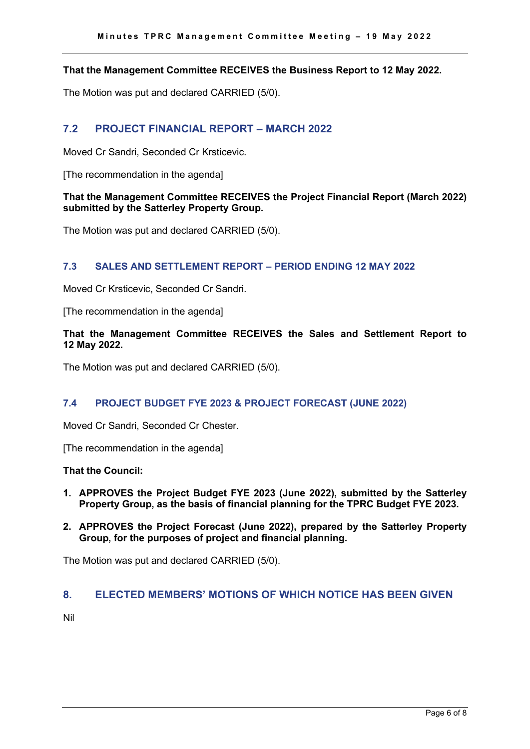**That the Management Committee RECEIVES the Business Report to 12 May 2022.**

The Motion was put and declared CARRIED (5/0).

## 7.2 PROJECT FINANCIAL REPORT – MARCH 2022

Moved Cr Sandri, Seconded Cr Krsticevic.

[The recommendation in the agenda]

**That the Management Committee RECEIVES the Project Financial Report (March 2022) submitted by the Satterley Property Group.**

The Motion was put and declared CARRIED (5/0).

## 7.3 SALES AND SETTLEMENT REPORT – PERIOD ENDING 12 MAY 2022

Moved Cr Krsticevic, Seconded Cr Sandri.

[The recommendation in the agenda]

**That the Management Committee RECEIVES the Sales and Settlement Report to 12 May 2022.**

The Motion was put and declared CARRIED (5/0).

## 7.4 PROJECT BUDGET FYE 2023 & PROJECT FORECAST (JUNE 2022)

Moved Cr Sandri, Seconded Cr Chester.

[The recommendation in the agenda]

**That the Council:**

1. **APPROVES the Project Budget FYE 2023 (June 2022), submitted by the Satterley Property Group, as the basis of financial planning for the TPRC Budget FYE 2023.**
2. **APPROVES the Project Forecast (June 2022), prepared by the Satterley Property Group, for the purposes of project and financial planning.**

The Motion was put and declared CARRIED (5/0).

# 8. ELECTED MEMBERS' MOTIONS OF WHICH NOTICE HAS BEEN GIVEN

Nil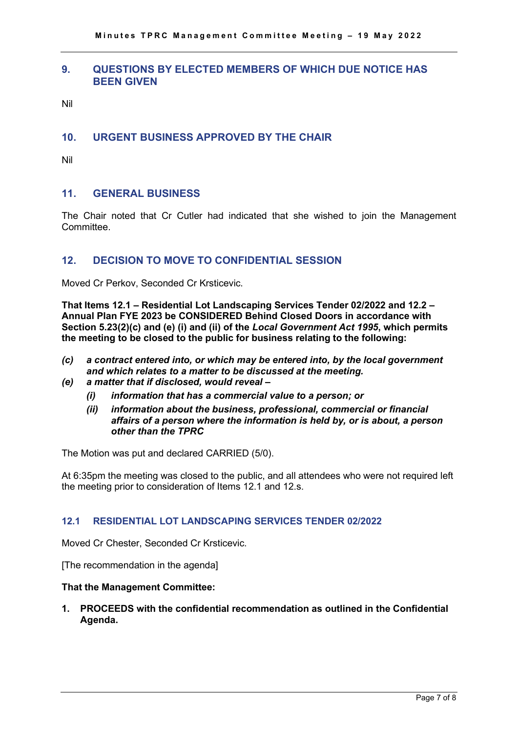## 9. QUESTIONS BY ELECTED MEMBERS OF WHICH DUE NOTICE HAS BEEN GIVEN

Nil

## 10. URGENT BUSINESS APPROVED BY THE CHAIR

Nil

## 11. GENERAL BUSINESS

The Chair noted that Cr Cutler had indicated that she wished to join the Management Committee.

## 12. DECISION TO MOVE TO CONFIDENTIAL SESSION

Moved Cr Perkov, Seconded Cr Krsticevic.

**That Items 12.1 – Residential Lot Landscaping Services Tender 02/2022 and 12.2 – Annual Plan FYE 2023 be CONSIDERED Behind Closed Doors in accordance with Section 5.23(2)(c) and (e) (i) and (ii) of the *Local Government Act 1995*, which permits the meeting to be closed to the public for business relating to the following:**

***(c) a contract entered into, or which may be entered into, by the local government and which relates to a matter to be discussed at the meeting.***

***(e) a matter that if disclosed, would reveal –***

- ***(i) information that has a commercial value to a person; or***
- ***(ii) information about the business, professional, commercial or financial affairs of a person where the information is held by, or is about, a person other than the TPRC***

The Motion was put and declared CARRIED (5/0).

At 6:35pm the meeting was closed to the public, and all attendees who were not required left the meeting prior to consideration of Items 12.1 and 12.s.

### 12.1 RESIDENTIAL LOT LANDSCAPING SERVICES TENDER 02/2022

Moved Cr Chester, Seconded Cr Krsticevic.

[The recommendation in the agenda]

**That the Management Committee:**

1. **PROCEEDS with the confidential recommendation as outlined in the Confidential Agenda.**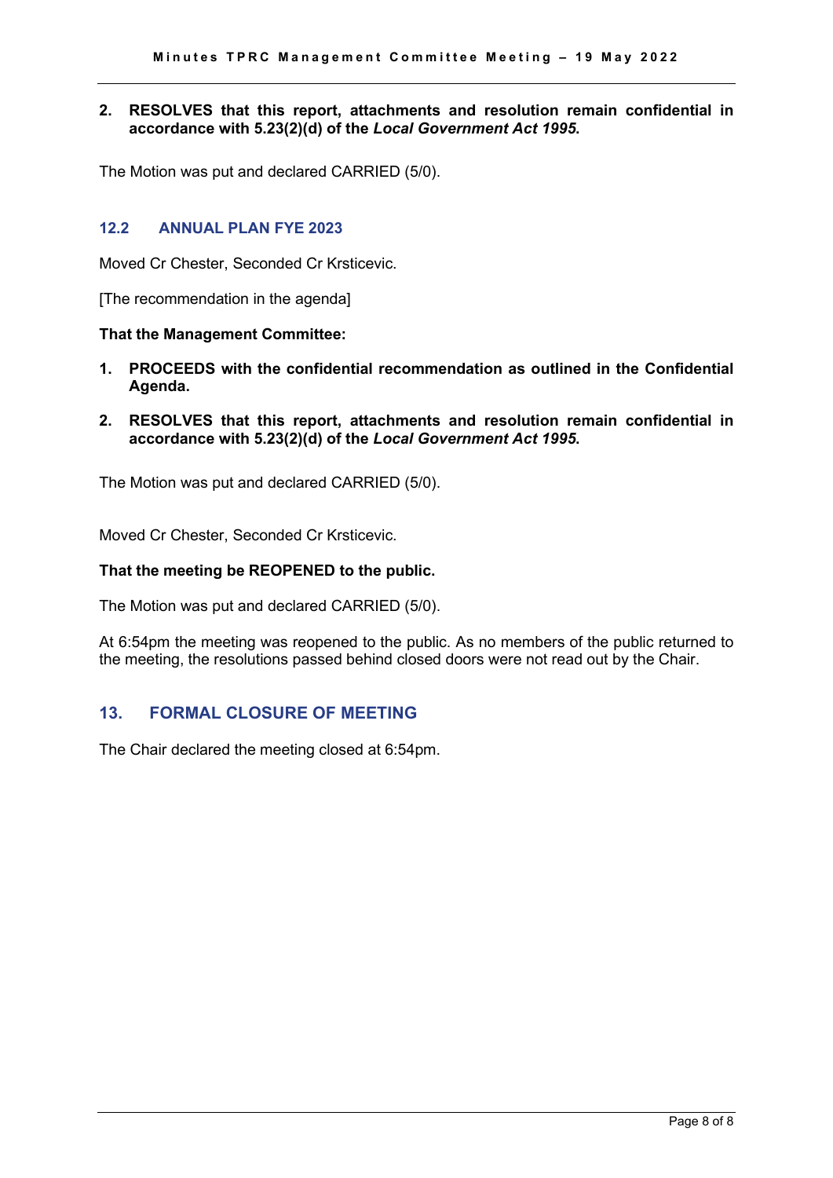2. **RESOLVES that this report, attachments and resolution remain confidential in accordance with 5.23(2)(d) of the *Local Government Act 1995*.**

The Motion was put and declared CARRIED (5/0).

### 12.2 ANNUAL PLAN FYE 2023

Moved Cr Chester, Seconded Cr Krsticevic.

[The recommendation in the agenda]

**That the Management Committee:**

1. **PROCEEDS with the confidential recommendation as outlined in the Confidential Agenda.**
2. **RESOLVES that this report, attachments and resolution remain confidential in accordance with 5.23(2)(d) of the *Local Government Act 1995*.**

The Motion was put and declared CARRIED (5/0).

Moved Cr Chester, Seconded Cr Krsticevic.

**That the meeting be REOPENED to the public.**

The Motion was put and declared CARRIED (5/0).

At 6:54pm the meeting was reopened to the public. As no members of the public returned to the meeting, the resolutions passed behind closed doors were not read out by the Chair.

## 13. FORMAL CLOSURE OF MEETING

The Chair declared the meeting closed at 6:54pm.